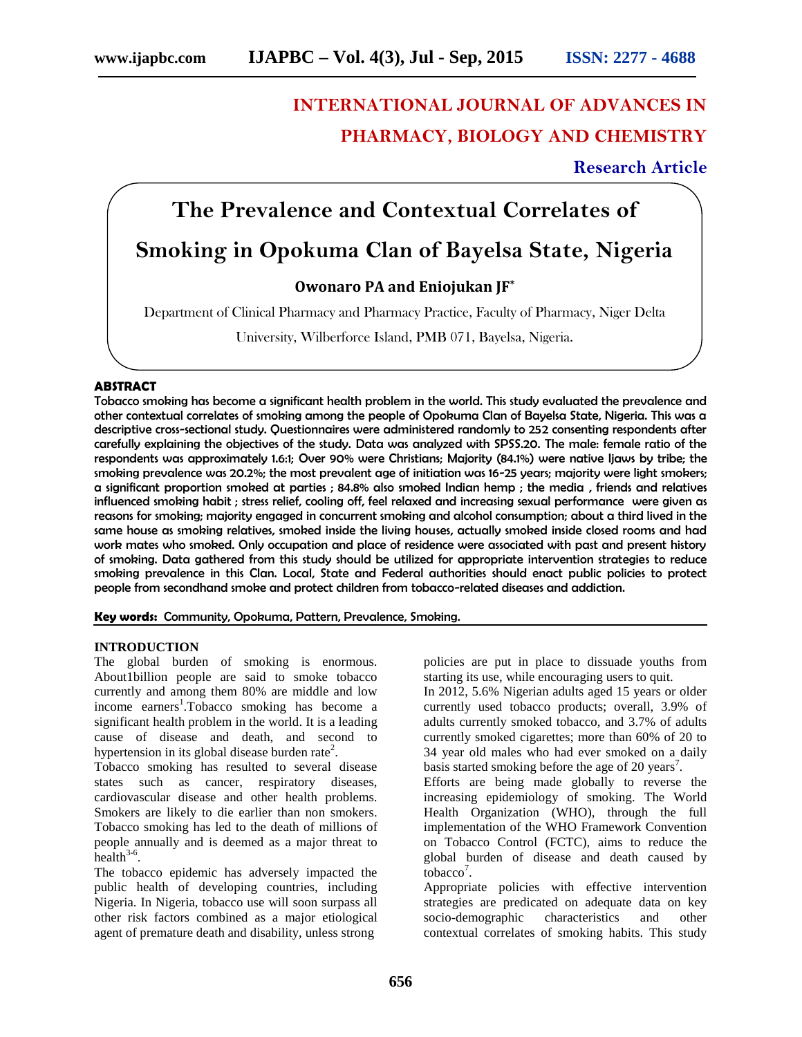# INTERNATIONAL JOURNAL OF ADVANCES IN PHARMACY, BIOLOGY AND CHEMISTRY

**Research Article**

# The Prevalence and Contextual Correlates of Smoking in Opokuma Clan of Bayelsa State, Nigeria

**Owonaro PA and Eniojukan JF***

Department of Clinical Pharmacy and Pharmacy Practice, Faculty of Pharmacy, Niger Delta University, Wilberforce Island, PMB 071, Bayelsa, Nigeria.

## ABSTRACT

Tobacco smoking has become a significant health problem in the world. This study evaluated the prevalence and other contextual correlates of smoking among the people of Opokuma Clan of Bayelsa State, Nigeria. This was a descriptive cross-sectional study. Questionnaires were administered randomly to 252 consenting respondents after carefully explaining the objectives of the study. Data was analyzed with SPSS.20. The male: female ratio of the respondents was approximately 1.6:1; Over 90% were Christians; Majority (84.1%) were native Ijaws by tribe; the smoking prevalence was 20.2%; the most prevalent age of initiation was 16-25 years; majority were light smokers; a significant proportion smoked at parties ; 84.8% also smoked Indian hemp ; the media , friends and relatives influenced smoking habit ; stress relief, cooling off, feel relaxed and increasing sexual performance were given as reasons for smoking; majority engaged in concurrent smoking and alcohol consumption; about a third lived in the same house as smoking relatives, smoked inside the living houses, actually smoked inside closed rooms and had work mates who smoked. Only occupation and place of residence were associated with past and present history of smoking. Data gathered from this study should be utilized for appropriate intervention strategies to reduce smoking prevalence in this Clan. Local, State and Federal authorities should enact public policies to protect people from secondhand smoke and protect children from tobacco-related diseases and addiction.

**Key words:** Community, Opokuma, Pattern, Prevalence, Smoking.

## INTRODUCTION

The global burden of smoking is enormous. About1billion people are said to smoke tobacco currently and among them 80% are middle and low income earners[1].Tobacco smoking has become a significant health problem in the world. It is a leading cause of disease and death, and second to hypertension in its global disease burden rate[2].

Tobacco smoking has resulted to several disease states such as cancer, respiratory diseases, cardiovascular disease and other health problems. Smokers are likely to die earlier than non smokers. Tobacco smoking has led to the death of millions of people annually and is deemed as a major threat to health[3-6].

The tobacco epidemic has adversely impacted the public health of developing countries, including Nigeria. In Nigeria, tobacco use will soon surpass all other risk factors combined as a major etiological agent of premature death and disability, unless strong policies are put in place to dissuade youths from starting its use, while encouraging users to quit.

In 2012, 5.6% Nigerian adults aged 15 years or older currently used tobacco products; overall, 3.9% of adults currently smoked tobacco, and 3.7% of adults currently smoked cigarettes; more than 60% of 20 to 34 year old males who had ever smoked on a daily basis started smoking before the age of 20 years[7].

Efforts are being made globally to reverse the increasing epidemiology of smoking. The World Health Organization (WHO), through the full implementation of the WHO Framework Convention on Tobacco Control (FCTC), aims to reduce the global burden of disease and death caused by tobacco[7].

Appropriate policies with effective intervention strategies are predicated on adequate data on key socio-demographic characteristics and other contextual correlates of smoking habits. This study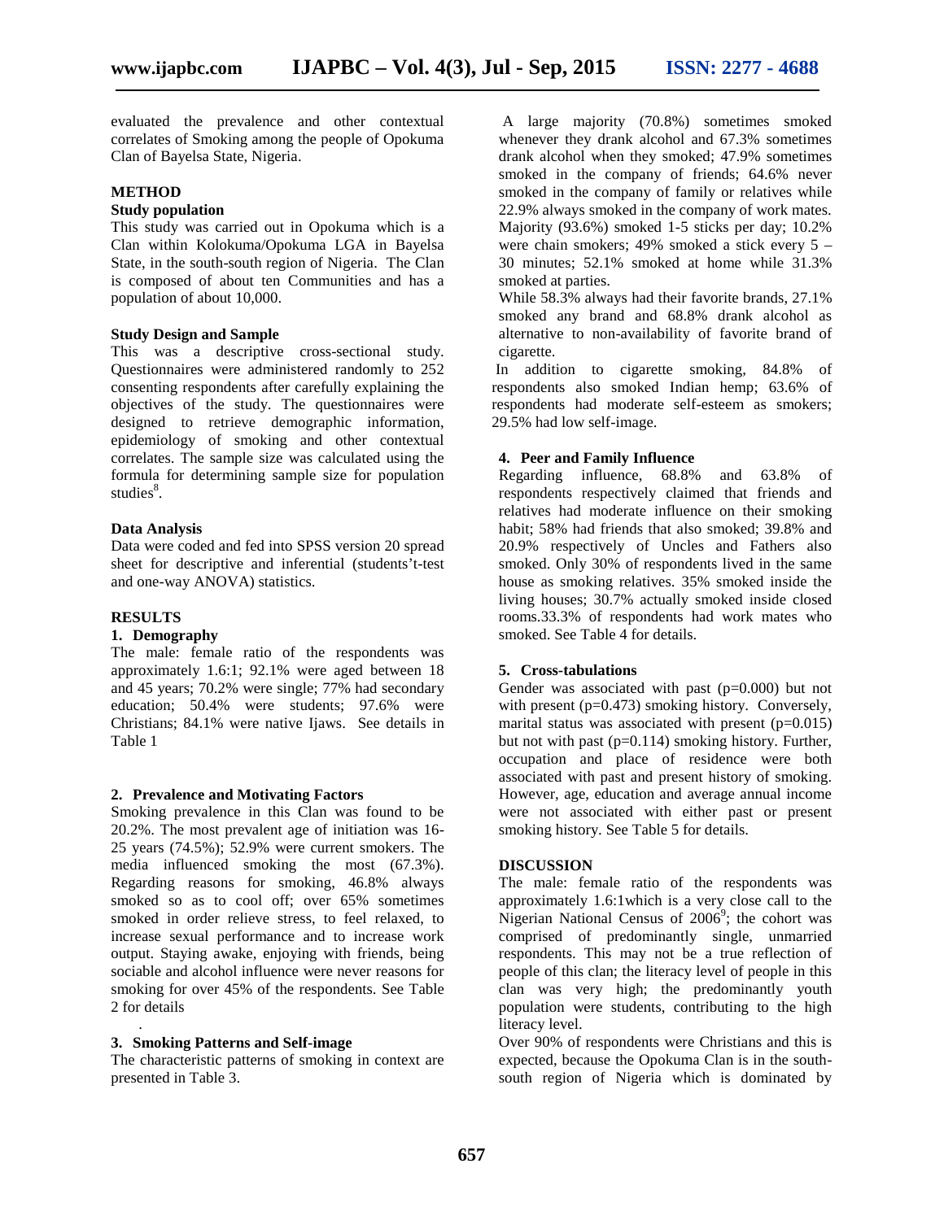evaluated the prevalence and other contextual correlates of Smoking among the people of Opokuma Clan of Bayelsa State, Nigeria.

## METHOD

### Study population

This study was carried out in Opokuma which is a Clan within Kolokuma/Opokuma LGA in Bayelsa State, in the south-south region of Nigeria. The Clan is composed of about ten Communities and has a population of about 10,000.

### Study Design and Sample

This was a descriptive cross-sectional study. Questionnaires were administered randomly to 252 consenting respondents after carefully explaining the objectives of the study. The questionnaires were designed to retrieve demographic information, epidemiology of smoking and other contextual correlates. The sample size was calculated using the formula for determining sample size for population studies[8].

### Data Analysis

Data were coded and fed into SPSS version 20 spread sheet for descriptive and inferential (students't-test and one-way ANOVA) statistics.

## RESULTS

### 1. Demography

The male: female ratio of the respondents was approximately 1.6:1; 92.1% were aged between 18 and 45 years; 70.2% were single; 77% had secondary education; 50.4% were students; 97.6% were Christians; 84.1% were native Ijaws. See details in Table 1

### 2. Prevalence and Motivating Factors

Smoking prevalence in this Clan was found to be 20.2%. The most prevalent age of initiation was 16-25 years (74.5%); 52.9% were current smokers. The media influenced smoking the most (67.3%). Regarding reasons for smoking, 46.8% always smoked so as to cool off; over 65% sometimes smoked in order relieve stress, to feel relaxed, to increase sexual performance and to increase work output. Staying awake, enjoying with friends, being sociable and alcohol influence were never reasons for smoking for over 45% of the respondents. See Table 2 for details

.

### 3. Smoking Patterns and Self-image

The characteristic patterns of smoking in context are presented in Table 3.

A large majority (70.8%) sometimes smoked whenever they drank alcohol and 67.3% sometimes drank alcohol when they smoked; 47.9% sometimes smoked in the company of friends; 64.6% never smoked in the company of family or relatives while 22.9% always smoked in the company of work mates. Majority (93.6%) smoked 1-5 sticks per day; 10.2% were chain smokers; 49% smoked a stick every 5 – 30 minutes; 52.1% smoked at home while 31.3% smoked at parties.

While 58.3% always had their favorite brands, 27.1% smoked any brand and 68.8% drank alcohol as alternative to non-availability of favorite brand of cigarette.

In addition to cigarette smoking, 84.8% of respondents also smoked Indian hemp; 63.6% of respondents had moderate self-esteem as smokers; 29.5% had low self-image.

### 4. Peer and Family Influence

Regarding influence, 68.8% and 63.8% of respondents respectively claimed that friends and relatives had moderate influence on their smoking habit; 58% had friends that also smoked; 39.8% and 20.9% respectively of Uncles and Fathers also smoked. Only 30% of respondents lived in the same house as smoking relatives. 35% smoked inside the living houses; 30.7% actually smoked inside closed rooms.33.3% of respondents had work mates who smoked. See Table 4 for details.

### 5. Cross-tabulations

Gender was associated with past ($p=0.000$) but not with present ($p=0.473$) smoking history. Conversely, marital status was associated with present ($p=0.015$) but not with past ($p=0.114$) smoking history. Further, occupation and place of residence were both associated with past and present history of smoking. However, age, education and average annual income were not associated with either past or present smoking history. See Table 5 for details.

## DISCUSSION

The male: female ratio of the respondents was approximately 1.6:1which is a very close call to the Nigerian National Census of 2006[9]; the cohort was comprised of predominantly single, unmarried respondents. This may not be a true reflection of people of this clan; the literacy level of people in this clan was very high; the predominantly youth population were students, contributing to the high literacy level.

Over 90% of respondents were Christians and this is expected, because the Opokuma Clan is in the south-south region of Nigeria which is dominated by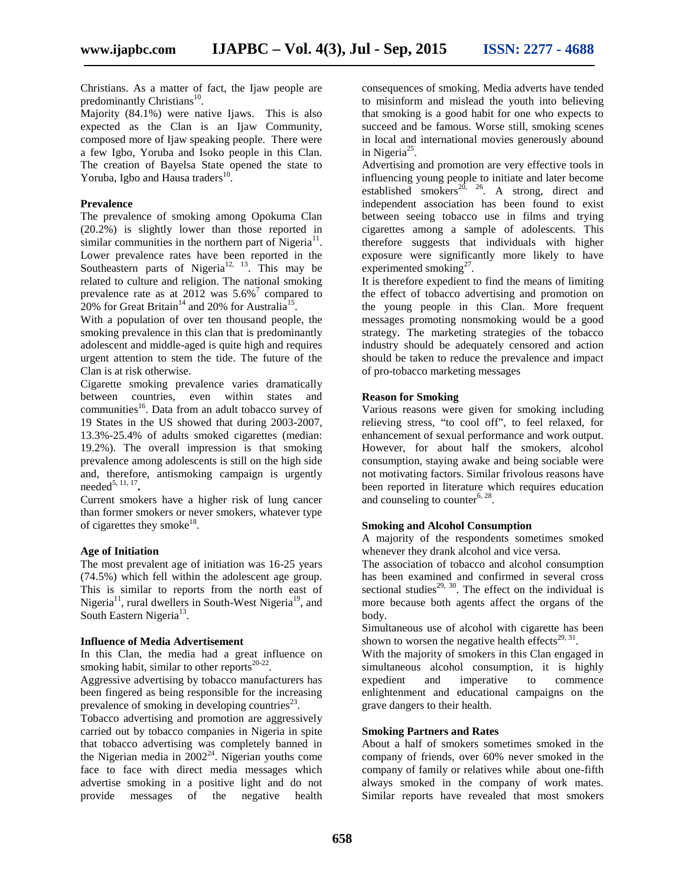Christians. As a matter of fact, the Ijaw people are predominantly Christians[10].

Majority (84.1%) were native Ijaws. This is also expected as the Clan is an Ijaw Community, composed more of Ijaw speaking people. There were a few Igbo, Yoruba and Isoko people in this Clan. The creation of Bayelsa State opened the state to Yoruba, Igbo and Hausa traders[10].

**Prevalence**

The prevalence of smoking among Opokuma Clan (20.2%) is slightly lower than those reported in similar communities in the northern part of Nigeria[11]. Lower prevalence rates have been reported in the Southeastern parts of Nigeria[12, 13]. This may be related to culture and religion. The national smoking prevalence rate as at 2012 was 5.6%[7] compared to 20% for Great Britain[14] and 20% for Australia[15].

With a population of over ten thousand people, the smoking prevalence in this clan that is predominantly adolescent and middle-aged is quite high and requires urgent attention to stem the tide. The future of the Clan is at risk otherwise.

Cigarette smoking prevalence varies dramatically between countries, even within states and communities[16]. Data from an adult tobacco survey of 19 States in the US showed that during 2003-2007, 13.3%-25.4% of adults smoked cigarettes (median: 19.2%). The overall impression is that smoking prevalence among adolescents is still on the high side and, therefore, antismoking campaign is urgently needed[5, 11, 17].

Current smokers have a higher risk of lung cancer than former smokers or never smokers, whatever type of cigarettes they smoke[18].

**Age of Initiation**

The most prevalent age of initiation was 16-25 years (74.5%) which fell within the adolescent age group. This is similar to reports from the north east of Nigeria[11], rural dwellers in South-West Nigeria[19], and South Eastern Nigeria[13].

**Influence of Media Advertisement**

In this Clan, the media had a great influence on smoking habit, similar to other reports[20-22].

Aggressive advertising by tobacco manufacturers has been fingered as being responsible for the increasing prevalence of smoking in developing countries[23].

Tobacco advertising and promotion are aggressively carried out by tobacco companies in Nigeria in spite that tobacco advertising was completely banned in the Nigerian media in 2002[24]. Nigerian youths come face to face with direct media messages which advertise smoking in a positive light and do not provide messages of the negative health consequences of smoking. Media adverts have tended to misinform and mislead the youth into believing that smoking is a good habit for one who expects to succeed and be famous. Worse still, smoking scenes in local and international movies generously abound in Nigeria[25].

Advertising and promotion are very effective tools in influencing young people to initiate and later become established smokers[20, 26]. A strong, direct and independent association has been found to exist between seeing tobacco use in films and trying cigarettes among a sample of adolescents. This therefore suggests that individuals with higher exposure were significantly more likely to have experimented smoking[27].

It is therefore expedient to find the means of limiting the effect of tobacco advertising and promotion on the young people in this Clan. More frequent messages promoting nonsmoking would be a good strategy. The marketing strategies of the tobacco industry should be adequately censored and action should be taken to reduce the prevalence and impact of pro-tobacco marketing messages

**Reason for Smoking**

Various reasons were given for smoking including relieving stress, "to cool off", to feel relaxed, for enhancement of sexual performance and work output. However, for about half the smokers, alcohol consumption, staying awake and being sociable were not motivating factors. Similar frivolous reasons have been reported in literature which requires education and counseling to counter[6, 28].

**Smoking and Alcohol Consumption**

A majority of the respondents sometimes smoked whenever they drank alcohol and vice versa.

The association of tobacco and alcohol consumption has been examined and confirmed in several cross sectional studies[29, 30]. The effect on the individual is more because both agents affect the organs of the body.

Simultaneous use of alcohol with cigarette has been shown to worsen the negative health effects[29, 31].

With the majority of smokers in this Clan engaged in simultaneous alcohol consumption, it is highly expedient and imperative to commence enlightenment and educational campaigns on the grave dangers to their health.

**Smoking Partners and Rates**

About a half of smokers sometimes smoked in the company of friends, over 60% never smoked in the company of family or relatives while about one-fifth always smoked in the company of work mates. Similar reports have revealed that most smokers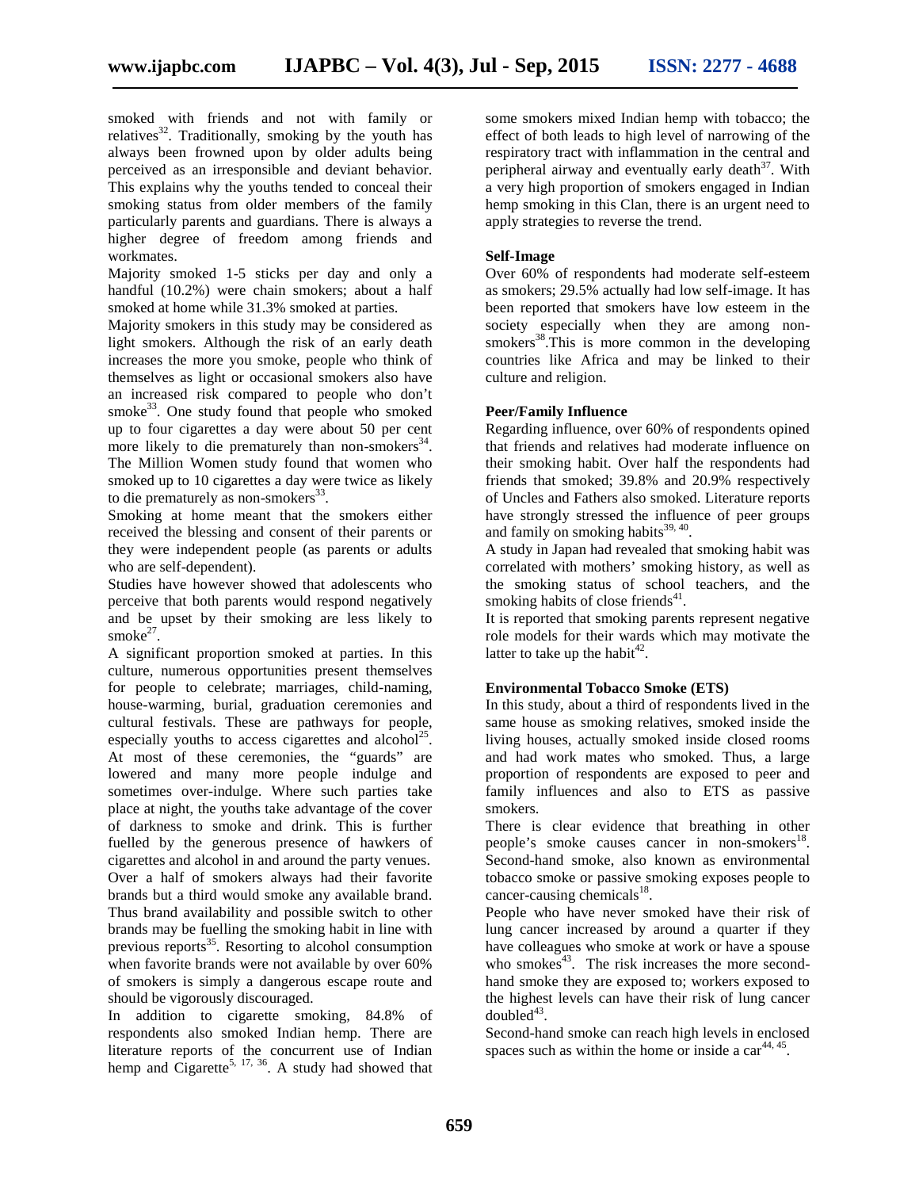smoked with friends and not with family or relatives[32]. Traditionally, smoking by the youth has always been frowned upon by older adults being perceived as an irresponsible and deviant behavior. This explains why the youths tended to conceal their smoking status from older members of the family particularly parents and guardians. There is always a higher degree of freedom among friends and workmates.

Majority smoked 1-5 sticks per day and only a handful (10.2%) were chain smokers; about a half smoked at home while 31.3% smoked at parties.

Majority smokers in this study may be considered as light smokers. Although the risk of an early death increases the more you smoke, people who think of themselves as light or occasional smokers also have an increased risk compared to people who don't smoke[33]. One study found that people who smoked up to four cigarettes a day were about 50 per cent more likely to die prematurely than non-smokers[34]. The Million Women study found that women who smoked up to 10 cigarettes a day were twice as likely to die prematurely as non-smokers[33].

Smoking at home meant that the smokers either received the blessing and consent of their parents or they were independent people (as parents or adults who are self-dependent).

Studies have however showed that adolescents who perceive that both parents would respond negatively and be upset by their smoking are less likely to smoke[27].

A significant proportion smoked at parties. In this culture, numerous opportunities present themselves for people to celebrate; marriages, child-naming, house-warming, burial, graduation ceremonies and cultural festivals. These are pathways for people, especially youths to access cigarettes and alcohol[25]. At most of these ceremonies, the "guards" are lowered and many more people indulge and sometimes over-indulge. Where such parties take place at night, the youths take advantage of the cover of darkness to smoke and drink. This is further fuelled by the generous presence of hawkers of cigarettes and alcohol in and around the party venues.

Over a half of smokers always had their favorite brands but a third would smoke any available brand. Thus brand availability and possible switch to other brands may be fuelling the smoking habit in line with previous reports[35]. Resorting to alcohol consumption when favorite brands were not available by over 60% of smokers is simply a dangerous escape route and should be vigorously discouraged.

In addition to cigarette smoking, 84.8% of respondents also smoked Indian hemp. There are literature reports of the concurrent use of Indian hemp and Cigarette[5, 17, 36]. A study had showed that some smokers mixed Indian hemp with tobacco; the effect of both leads to high level of narrowing of the respiratory tract with inflammation in the central and peripheral airway and eventually early death[37]. With a very high proportion of smokers engaged in Indian hemp smoking in this Clan, there is an urgent need to apply strategies to reverse the trend.

**Self-Image**

Over 60% of respondents had moderate self-esteem as smokers; 29.5% actually had low self-image. It has been reported that smokers have low esteem in the society especially when they are among non-smokers[38].This is more common in the developing countries like Africa and may be linked to their culture and religion.

**Peer/Family Influence**

Regarding influence, over 60% of respondents opined that friends and relatives had moderate influence on their smoking habit. Over half the respondents had friends that smoked; 39.8% and 20.9% respectively of Uncles and Fathers also smoked. Literature reports have strongly stressed the influence of peer groups and family on smoking habits[39, 40].

A study in Japan had revealed that smoking habit was correlated with mothers' smoking history, as well as the smoking status of school teachers, and the smoking habits of close friends[41].

It is reported that smoking parents represent negative role models for their wards which may motivate the latter to take up the habit[42].

**Environmental Tobacco Smoke (ETS)**

In this study, about a third of respondents lived in the same house as smoking relatives, smoked inside the living houses, actually smoked inside closed rooms and had work mates who smoked. Thus, a large proportion of respondents are exposed to peer and family influences and also to ETS as passive smokers.

There is clear evidence that breathing in other people's smoke causes cancer in non-smokers[18]. Second-hand smoke, also known as environmental tobacco smoke or passive smoking exposes people to cancer-causing chemicals[18].

People who have never smoked have their risk of lung cancer increased by around a quarter if they have colleagues who smoke at work or have a spouse who smokes[43]. The risk increases the more second-hand smoke they are exposed to; workers exposed to the highest levels can have their risk of lung cancer doubled[43].

Second-hand smoke can reach high levels in enclosed spaces such as within the home or inside a car[44, 45].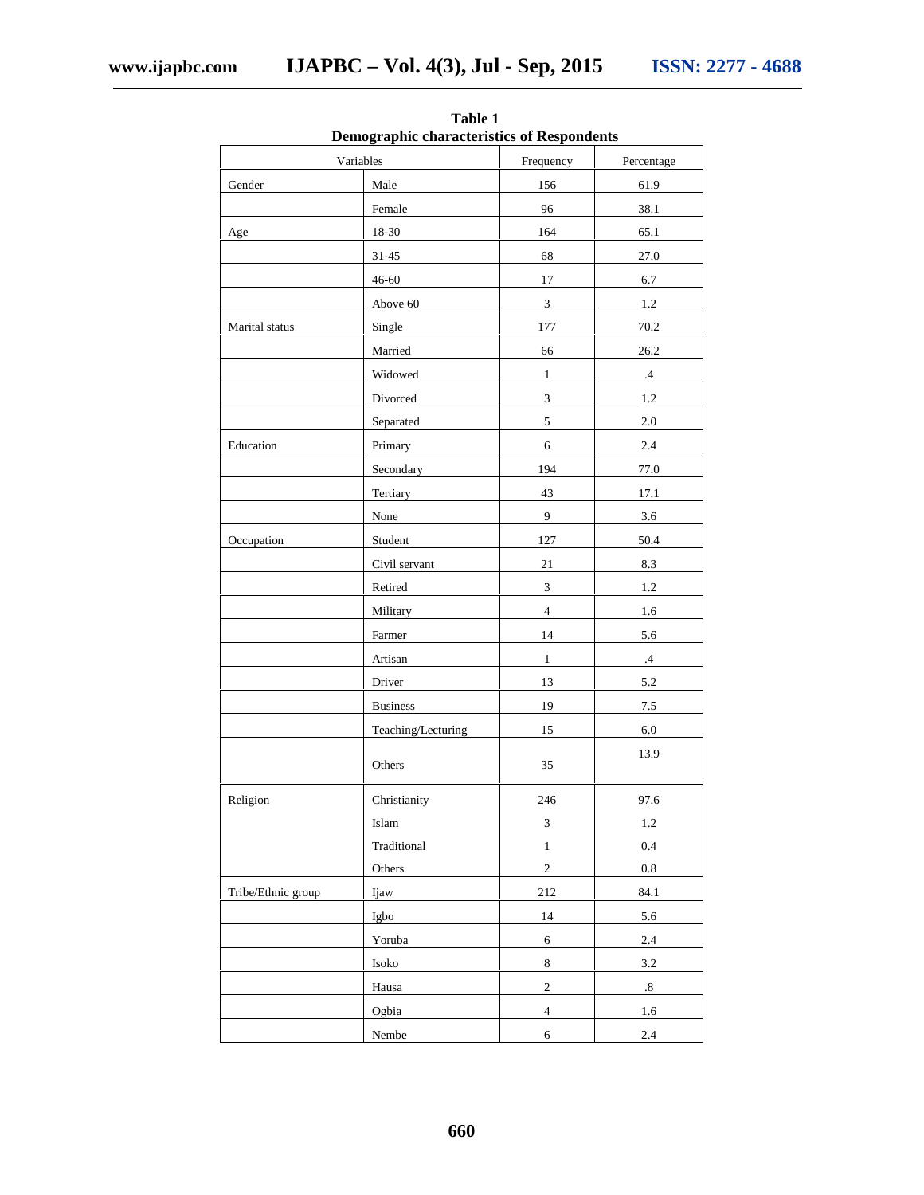**Table 1**
**Demographic characteristics of Respondents**

| Variables | | Frequency | Percentage |
|---|---|---|---|
| Gender | Male | 156 | 61.9 |
| | Female | 96 | 38.1 |
| Age | 18-30 | 164 | 65.1 |
| | 31-45 | 68 | 27.0 |
| | 46-60 | 17 | 6.7 |
| | Above 60 | 3 | 1.2 |
| Marital status | Single | 177 | 70.2 |
| | Married | 66 | 26.2 |
| | Widowed | 1 | .4 |
| | Divorced | 3 | 1.2 |
| | Separated | 5 | 2.0 |
| Education | Primary | 6 | 2.4 |
| | Secondary | 194 | 77.0 |
| | Tertiary | 43 | 17.1 |
| | None | 9 | 3.6 |
| Occupation | Student | 127 | 50.4 |
| | Civil servant | 21 | 8.3 |
| | Retired | 3 | 1.2 |
| | Military | 4 | 1.6 |
| | Farmer | 14 | 5.6 |
| | Artisan | 1 | .4 |
| | Driver | 13 | 5.2 |
| | Business | 19 | 7.5 |
| | Teaching/Lecturing | 15 | 6.0 |
| | Others | 35 | 13.9 |
| Religion | Christianity | 246 | 97.6 |
| | Islam | 3 | 1.2 |
| | Traditional | 1 | 0.4 |
| | Others | 2 | 0.8 |
| Tribe/Ethnic group | Ijaw | 212 | 84.1 |
| | Igbo | 14 | 5.6 |
| | Yoruba | 6 | 2.4 |
| | Isoko | 8 | 3.2 |
| | Hausa | 2 | .8 |
| | Ogbia | 4 | 1.6 |
| | Nembe | 6 | 2.4 |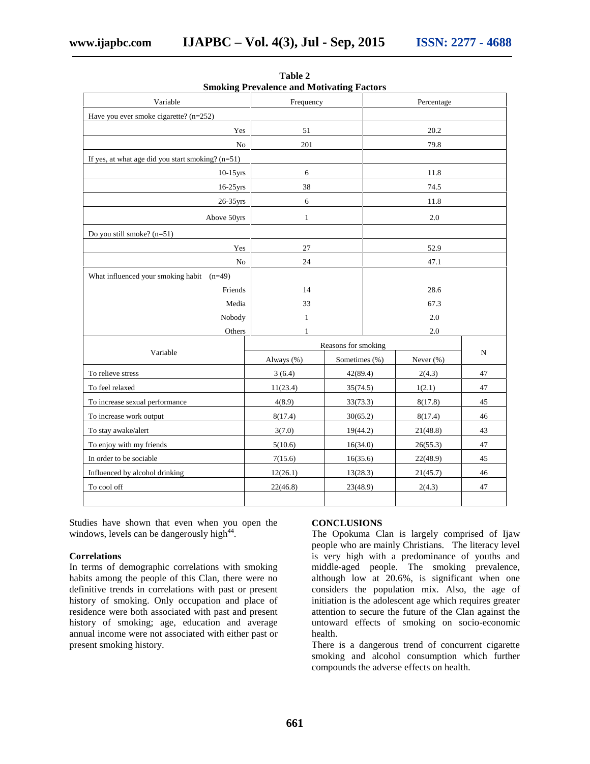**Table 2**
**Smoking Prevalence and Motivating Factors**

| Variable | Frequency | Percentage |
|---|---|---|
| Have you ever smoke cigarette? (n=252) | | |
| Yes | 51 | 20.2 |
| No | 201 | 79.8 |
| If yes, at what age did you start smoking? (n=51) | | |
| 10-15yrs | 6 | 11.8 |
| 16-25yrs | 38 | 74.5 |
| 26-35yrs | 6 | 11.8 |
| Above 50yrs | 1 | 2.0 |
| Do you still smoke? (n=51) | | |
| Yes | 27 | 52.9 |
| No | 24 | 47.1 |
| What influenced your smoking habit (n=49) | | |
| Friends | 14 | 28.6 |
| Media | 33 | 67.3 |
| Nobody | 1 | 2.0 |
| Others | 1 | 2.0 |

| Variable | Reasons for smoking | | | N |
|---|---|---|---|---|
| | Always (%) | Sometimes (%) | Never (%) | |
| To relieve stress | 3 (6.4) | 42(89.4) | 2(4.3) | 47 |
| To feel relaxed | 11(23.4) | 35(74.5) | 1(2.1) | 47 |
| To increase sexual performance | 4(8.9) | 33(73.3) | 8(17.8) | 45 |
| To increase work output | 8(17.4) | 30(65.2) | 8(17.4) | 46 |
| To stay awake/alert | 3(7.0) | 19(44.2) | 21(48.8) | 43 |
| To enjoy with my friends | 5(10.6) | 16(34.0) | 26(55.3) | 47 |
| In order to be sociable | 7(15.6) | 16(35.6) | 22(48.9) | 45 |
| Influenced by alcohol drinking | 12(26.1) | 13(28.3) | 21(45.7) | 46 |
| To cool off | 22(46.8) | 23(48.9) | 2(4.3) | 47 |

Studies have shown that even when you open the windows, levels can be dangerously high[44].

**Correlations**

In terms of demographic correlations with smoking habits among the people of this Clan, there were no definitive trends in correlations with past or present history of smoking. Only occupation and place of residence were both associated with past and present history of smoking; age, education and average annual income were not associated with either past or present smoking history.

## CONCLUSIONS

The Opokuma Clan is largely comprised of Ijaw people who are mainly Christians. The literacy level is very high with a predominance of youths and middle-aged people. The smoking prevalence, although low at 20.6%, is significant when one considers the population mix. Also, the age of initiation is the adolescent age which requires greater attention to secure the future of the Clan against the untoward effects of smoking on socio-economic health.

There is a dangerous trend of concurrent cigarette smoking and alcohol consumption which further compounds the adverse effects on health.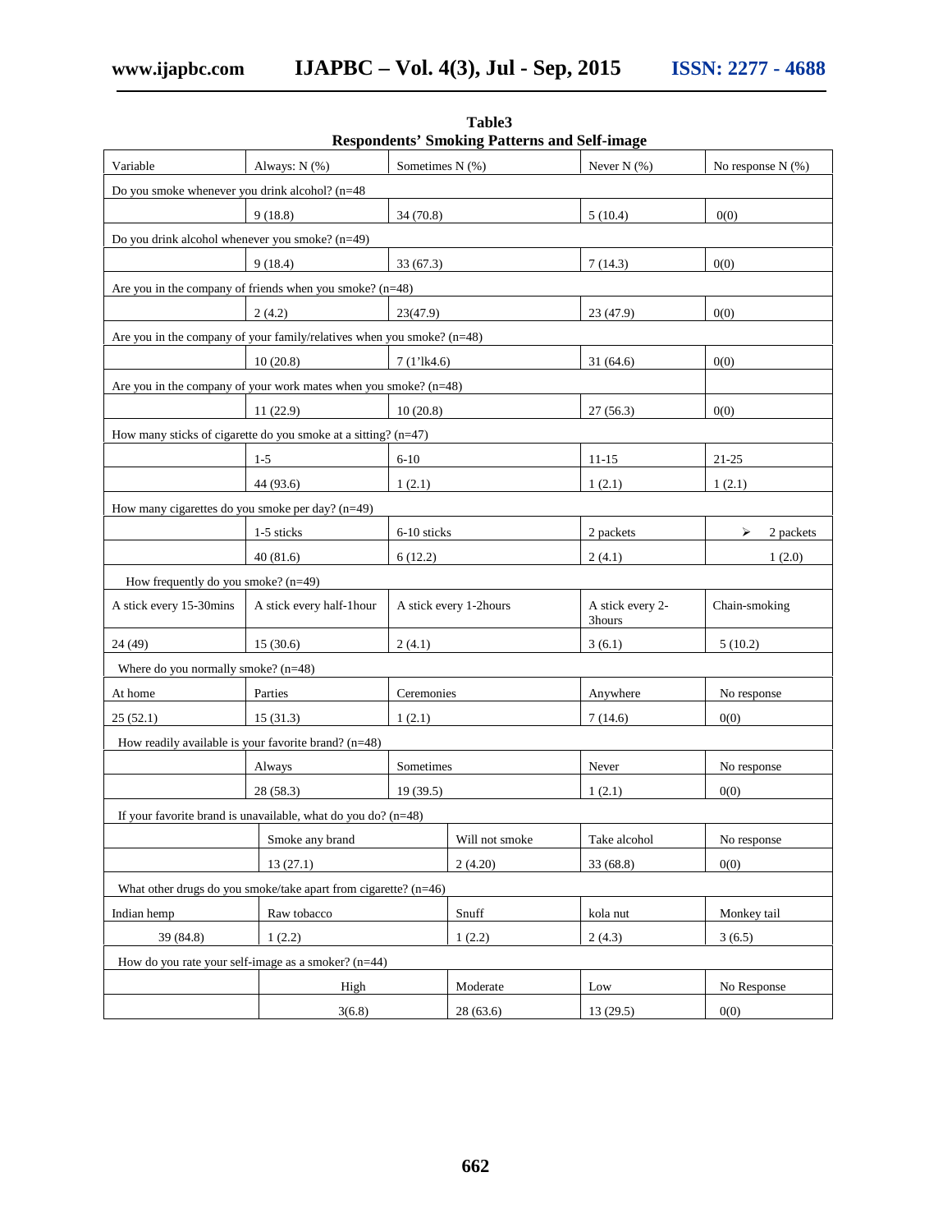**Table3**
**Respondents' Smoking Patterns and Self-image**

| Variable | Always: N (%) | Sometimes N (%) | Never N (%) | No response N (%) |
|---|---|---|---|---|
| Do you smoke whenever you drink alcohol? (n=48 | | | | |
| | 9 (18.8) | 34 (70.8) | 5 (10.4) | 0(0) |
| Do you drink alcohol whenever you smoke? (n=49) | | | | |
| | 9 (18.4) | 33 (67.3) | 7 (14.3) | 0(0) |
| Are you in the company of friends when you smoke? (n=48) | | | | |
| | 2 (4.2) | 23(47.9) | 23 (47.9) | 0(0) |
| Are you in the company of your family/relatives when you smoke? (n=48) | | | | |
| | 10 (20.8) | 7 (1'lk4.6) | 31 (64.6) | 0(0) |
| Are you in the company of your work mates when you smoke? (n=48) | | | | |
| | 11 (22.9) | 10 (20.8) | 27 (56.3) | 0(0) |
| How many sticks of cigarette do you smoke at a sitting? (n=47) | | | | |
| | 1-5 | 6-10 | 11-15 | 21-25 |
| | 44 (93.6) | 1 (2.1) | 1 (2.1) | 1 (2.1) |
| How many cigarettes do you smoke per day? (n=49) | | | | |
| | 1-5 sticks | 6-10 sticks | 2 packets | ➢ 2 packets |
| | 40 (81.6) | 6 (12.2) | 2 (4.1) | 1 (2.0) |
| How frequently do you smoke? (n=49) | | | | |
| A stick every 15-30mins | A stick every half-1hour | A stick every 1-2hours | A stick every 2-3hours | Chain-smoking |
| 24 (49) | 15 (30.6) | 2 (4.1) | 3 (6.1) | 5 (10.2) |
| Where do you normally smoke? (n=48) | | | | |
| At home | Parties | Ceremonies | Anywhere | No response |
| 25 (52.1) | 15 (31.3) | 1 (2.1) | 7 (14.6) | 0(0) |
| How readily available is your favorite brand? (n=48) | | | | |
| | Always | Sometimes | Never | No response |
| | 28 (58.3) | 19 (39.5) | 1 (2.1) | 0(0) |
| If your favorite brand is unavailable, what do you do? (n=48) | | | | |
| | Smoke any brand | Will not smoke | Take alcohol | No response |
| | 13 (27.1) | 2 (4.20) | 33 (68.8) | 0(0) |
| What other drugs do you smoke/take apart from cigarette? (n=46) | | | | |
| Indian hemp | Raw tobacco | Snuff | kola nut | Monkey tail |
| 39 (84.8) | 1 (2.2) | 1 (2.2) | 2 (4.3) | 3 (6.5) |
| How do you rate your self-image as a smoker? (n=44) | | | | |
| | High | Moderate | Low | No Response |
| | 3(6.8) | 28 (63.6) | 13 (29.5) | 0(0) |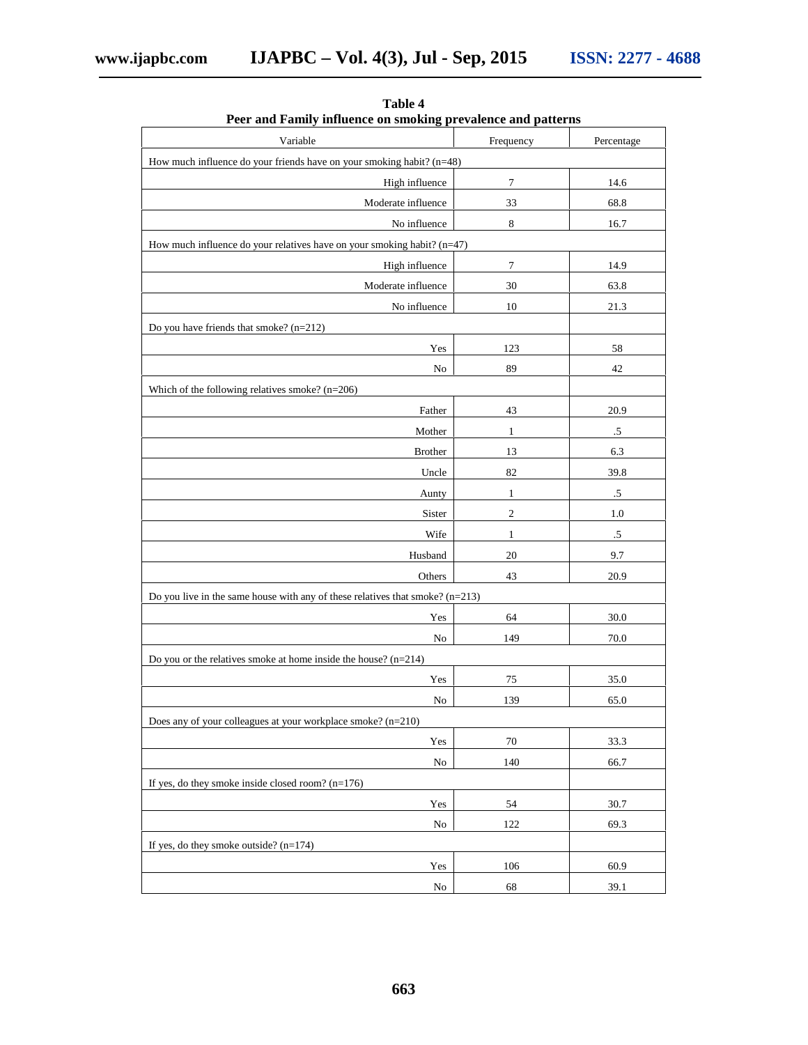**Table 4**
**Peer and Family influence on smoking prevalence and patterns**

| Variable | Frequency | Percentage |
|---|---|---|
| How much influence do your friends have on your smoking habit? (n=48) | | |
| High influence | 7 | 14.6 |
| Moderate influence | 33 | 68.8 |
| No influence | 8 | 16.7 |
| How much influence do your relatives have on your smoking habit? (n=47) | | |
| High influence | 7 | 14.9 |
| Moderate influence | 30 | 63.8 |
| No influence | 10 | 21.3 |
| Do you have friends that smoke? (n=212) | | |
| Yes | 123 | 58 |
| No | 89 | 42 |
| Which of the following relatives smoke? (n=206) | | |
| Father | 43 | 20.9 |
| Mother | 1 | .5 |
| Brother | 13 | 6.3 |
| Uncle | 82 | 39.8 |
| Aunty | 1 | .5 |
| Sister | 2 | 1.0 |
| Wife | 1 | .5 |
| Husband | 20 | 9.7 |
| Others | 43 | 20.9 |
| Do you live in the same house with any of these relatives that smoke? (n=213) | | |
| Yes | 64 | 30.0 |
| No | 149 | 70.0 |
| Do you or the relatives smoke at home inside the house? (n=214) | | |
| Yes | 75 | 35.0 |
| No | 139 | 65.0 |
| Does any of your colleagues at your workplace smoke? (n=210) | | |
| Yes | 70 | 33.3 |
| No | 140 | 66.7 |
| If yes, do they smoke inside closed room? (n=176) | | |
| Yes | 54 | 30.7 |
| No | 122 | 69.3 |
| If yes, do they smoke outside? (n=174) | | |
| Yes | 106 | 60.9 |
| No | 68 | 39.1 |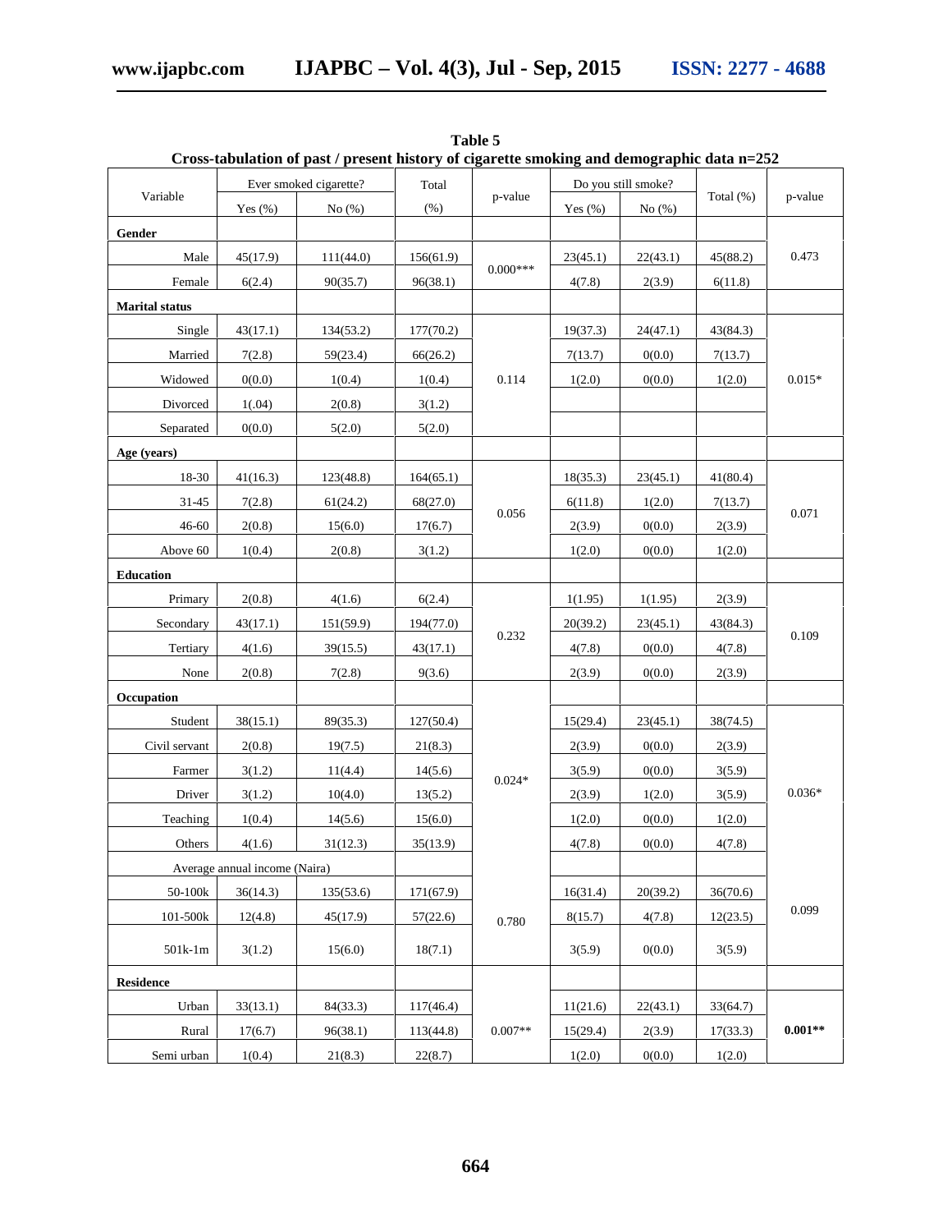**Table 5**
**Cross-tabulation of past / present history of cigarette smoking and demographic data n=252**

| Variable | Ever smoked cigarette? | | Total | p-value | Do you still smoke? | | Total (%) | p-value |
|---|---|---|---|---|---|---|---|---|
| | Yes (%) | No (%) | (%) | | Yes (%) | No (%) | | |
| **Gender** | | | | | | | | |
| Male | 45(17.9) | 111(44.0) | 156(61.9) | 0.000*** | 23(45.1) | 22(43.1) | 45(88.2) | 0.473 |
| Female | 6(2.4) | 90(35.7) | 96(38.1) | | 4(7.8) | 2(3.9) | 6(11.8) | |
| **Marital status** | | | | | | | | |
| Single | 43(17.1) | 134(53.2) | 177(70.2) | 0.114 | 19(37.3) | 24(47.1) | 43(84.3) | 0.015* |
| Married | 7(2.8) | 59(23.4) | 66(26.2) | | 7(13.7) | 0(0.0) | 7(13.7) | |
| Widowed | 0(0.0) | 1(0.4) | 1(0.4) | | 1(2.0) | 0(0.0) | 1(2.0) | |
| Divorced | 1(.04) | 2(0.8) | 3(1.2) | | | | | |
| Separated | 0(0.0) | 5(2.0) | 5(2.0) | | | | | |
| **Age (years)** | | | | | | | | |
| 18-30 | 41(16.3) | 123(48.8) | 164(65.1) | 0.056 | 18(35.3) | 23(45.1) | 41(80.4) | 0.071 |
| 31-45 | 7(2.8) | 61(24.2) | 68(27.0) | | 6(11.8) | 1(2.0) | 7(13.7) | |
| 46-60 | 2(0.8) | 15(6.0) | 17(6.7) | | 2(3.9) | 0(0.0) | 2(3.9) | |
| Above 60 | 1(0.4) | 2(0.8) | 3(1.2) | | 1(2.0) | 0(0.0) | 1(2.0) | |
| **Education** | | | | | | | | |
| Primary | 2(0.8) | 4(1.6) | 6(2.4) | 0.232 | 1(1.95) | 1(1.95) | 2(3.9) | 0.109 |
| Secondary | 43(17.1) | 151(59.9) | 194(77.0) | | 20(39.2) | 23(45.1) | 43(84.3) | |
| Tertiary | 4(1.6) | 39(15.5) | 43(17.1) | | 4(7.8) | 0(0.0) | 4(7.8) | |
| None | 2(0.8) | 7(2.8) | 9(3.6) | | 2(3.9) | 0(0.0) | 2(3.9) | |
| **Occupation** | | | | | | | | |
| Student | 38(15.1) | 89(35.3) | 127(50.4) | 0.024* | 15(29.4) | 23(45.1) | 38(74.5) | 0.036* |
| Civil servant | 2(0.8) | 19(7.5) | 21(8.3) | | 2(3.9) | 0(0.0) | 2(3.9) | |
| Farmer | 3(1.2) | 11(4.4) | 14(5.6) | | 3(5.9) | 0(0.0) | 3(5.9) | |
| Driver | 3(1.2) | 10(4.0) | 13(5.2) | | 2(3.9) | 1(2.0) | 3(5.9) | |
| Teaching | 1(0.4) | 14(5.6) | 15(6.0) | | 1(2.0) | 0(0.0) | 1(2.0) | |
| Others | 4(1.6) | 31(12.3) | 35(13.9) | | 4(7.8) | 0(0.0) | 4(7.8) | |
| Average annual income (Naira) | | | | | | | | |
| 50-100k | 36(14.3) | 135(53.6) | 171(67.9) | 0.780 | 16(31.4) | 20(39.2) | 36(70.6) | 0.099 |
| 101-500k | 12(4.8) | 45(17.9) | 57(22.6) | | 8(15.7) | 4(7.8) | 12(23.5) | |
| 501k-1m | 3(1.2) | 15(6.0) | 18(7.1) | | 3(5.9) | 0(0.0) | 3(5.9) | |
| **Residence** | | | | | | | | |
| Urban | 33(13.1) | 84(33.3) | 117(46.4) | 0.007** | 11(21.6) | 22(43.1) | 33(64.7) | **0.001**** |
| Rural | 17(6.7) | 96(38.1) | 113(44.8) | | 15(29.4) | 2(3.9) | 17(33.3) | |
| Semi urban | 1(0.4) | 21(8.3) | 22(8.7) | | 1(2.0) | 0(0.0) | 1(2.0) | |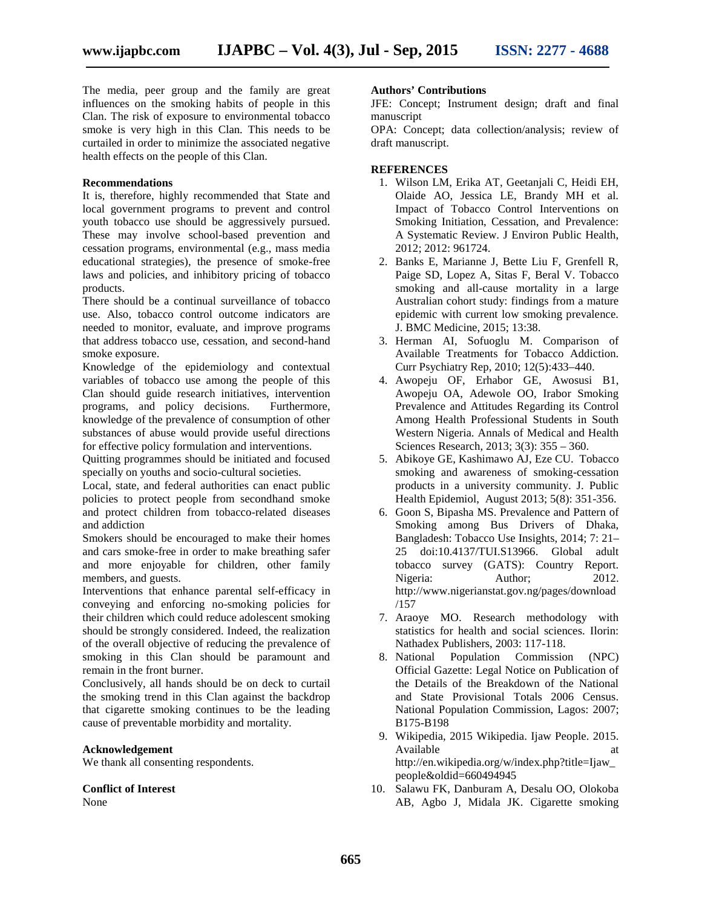The media, peer group and the family are great influences on the smoking habits of people in this Clan. The risk of exposure to environmental tobacco smoke is very high in this Clan. This needs to be curtailed in order to minimize the associated negative health effects on the people of this Clan.

**Recommendations**

It is, therefore, highly recommended that State and local government programs to prevent and control youth tobacco use should be aggressively pursued. These may involve school-based prevention and cessation programs, environmental (e.g., mass media educational strategies), the presence of smoke-free laws and policies, and inhibitory pricing of tobacco products.

There should be a continual surveillance of tobacco use. Also, tobacco control outcome indicators are needed to monitor, evaluate, and improve programs that address tobacco use, cessation, and second-hand smoke exposure.

Knowledge of the epidemiology and contextual variables of tobacco use among the people of this Clan should guide research initiatives, intervention programs, and policy decisions. Furthermore, knowledge of the prevalence of consumption of other substances of abuse would provide useful directions for effective policy formulation and interventions.

Quitting programmes should be initiated and focused specially on youths and socio-cultural societies.

Local, state, and federal authorities can enact public policies to protect people from secondhand smoke and protect children from tobacco-related diseases and addiction

Smokers should be encouraged to make their homes and cars smoke-free in order to make breathing safer and more enjoyable for children, other family members, and guests.

Interventions that enhance parental self-efficacy in conveying and enforcing no-smoking policies for their children which could reduce adolescent smoking should be strongly considered. Indeed, the realization of the overall objective of reducing the prevalence of smoking in this Clan should be paramount and remain in the front burner.

Conclusively, all hands should be on deck to curtail the smoking trend in this Clan against the backdrop that cigarette smoking continues to be the leading cause of preventable morbidity and mortality.

**Acknowledgement**

We thank all consenting respondents.

**Conflict of Interest**

None

**Authors' Contributions**

JFE: Concept; Instrument design; draft and final manuscript

OPA: Concept; data collection/analysis; review of draft manuscript.

**REFERENCES**

1. Wilson LM, Erika AT, Geetanjali C, Heidi EH, Olaide AO, Jessica LE, Brandy MH et al. Impact of Tobacco Control Interventions on Smoking Initiation, Cessation, and Prevalence: A Systematic Review. J Environ Public Health, 2012; 2012: 961724.
2. Banks E, Marianne J, Bette Liu F, Grenfell R, Paige SD, Lopez A, Sitas F, Beral V. Tobacco smoking and all-cause mortality in a large Australian cohort study: findings from a mature epidemic with current low smoking prevalence. J. BMC Medicine, 2015; 13:38.
3. Herman AI, Sofuoglu M. Comparison of Available Treatments for Tobacco Addiction. Curr Psychiatry Rep, 2010; 12(5):433–440.
4. Awopeju OF, Erhabor GE, Awosusi B1, Awopeju OA, Adewole OO, Irabor Smoking Prevalence and Attitudes Regarding its Control Among Health Professional Students in South Western Nigeria. Annals of Medical and Health Sciences Research, 2013; 3(3): 355 – 360.
5. Abikoye GE, Kashimawo AJ, Eze CU. Tobacco smoking and awareness of smoking-cessation products in a university community. J. Public Health Epidemiol, August 2013; 5(8): 351-356.
6. Goon S, Bipasha MS. Prevalence and Pattern of Smoking among Bus Drivers of Dhaka, Bangladesh: Tobacco Use Insights, 2014; 7: 21–25 doi:10.4137/TUI.S13966. Global adult tobacco survey (GATS): Country Report. Nigeria: Author; 2012. http://www.nigerianstat.gov.ng/pages/download/157
7. Araoye MO. Research methodology with statistics for health and social sciences. Ilorin: Nathadex Publishers, 2003: 117-118.
8. National Population Commission (NPC) Official Gazette: Legal Notice on Publication of the Details of the Breakdown of the National and State Provisional Totals 2006 Census. National Population Commission, Lagos: 2007; B175-B198
9. Wikipedia, 2015 Wikipedia. Ijaw People. 2015. Available at http://en.wikipedia.org/w/index.php?title=Ijaw_people&oldid=660494945
10. Salawu FK, Danburam A, Desalu OO, Olokoba AB, Agbo J, Midala JK. Cigarette smoking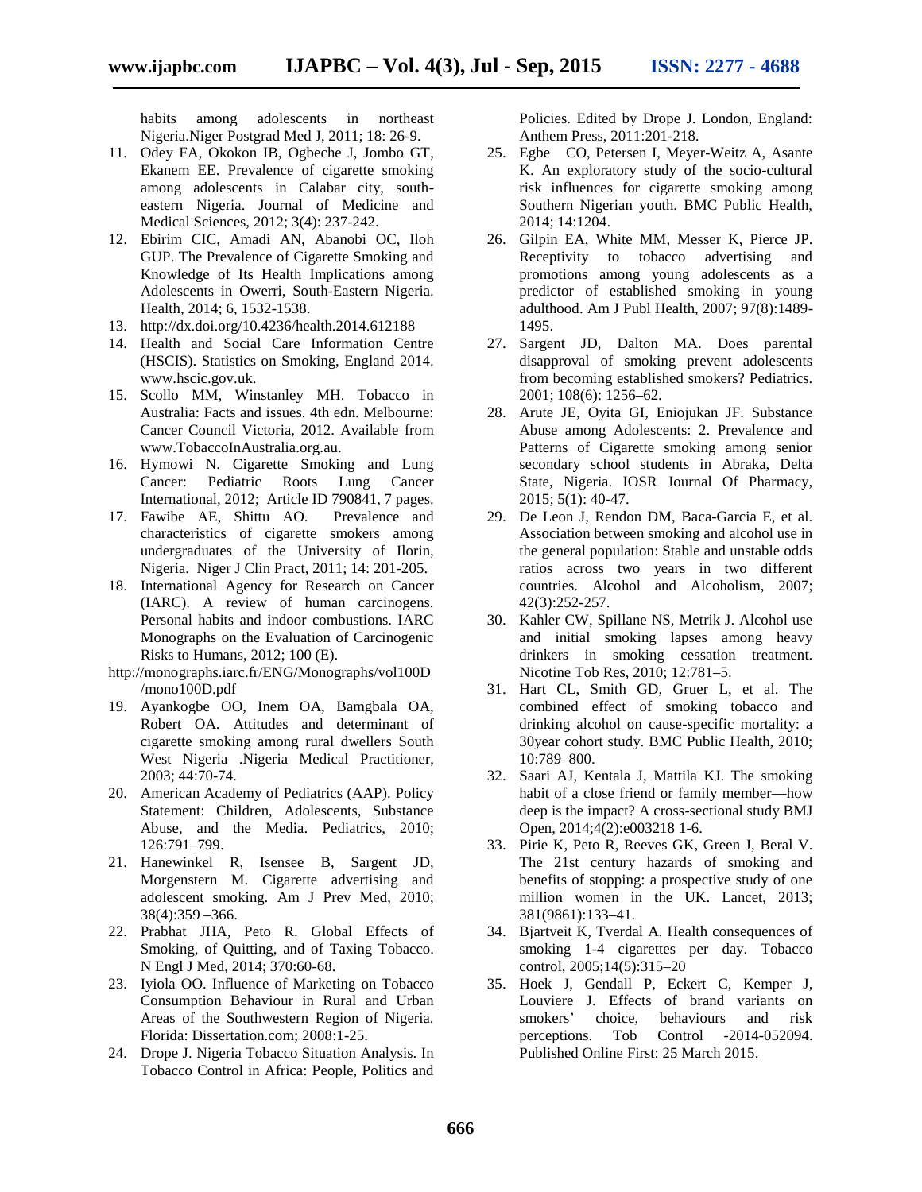habits among adolescents in northeast Nigeria.Niger Postgrad Med J, 2011; 18: 26-9.

11. Odey FA, Okokon IB, Ogbeche J, Jombo GT, Ekanem EE. Prevalence of cigarette smoking among adolescents in Calabar city, south-eastern Nigeria. Journal of Medicine and Medical Sciences, 2012; 3(4): 237-242.
12. Ebirim CIC, Amadi AN, Abanobi OC, Iloh GUP. The Prevalence of Cigarette Smoking and Knowledge of Its Health Implications among Adolescents in Owerri, South-Eastern Nigeria. Health, 2014; 6, 1532-1538.
13. http://dx.doi.org/10.4236/health.2014.612188
14. Health and Social Care Information Centre (HSCIS). Statistics on Smoking, England 2014. www.hscic.gov.uk.
15. Scollo MM, Winstanley MH. Tobacco in Australia: Facts and issues. 4th edn. Melbourne: Cancer Council Victoria, 2012. Available from www.TobaccoInAustralia.org.au.
16. Hymowi N. Cigarette Smoking and Lung Cancer: Pediatric Roots Lung Cancer International, 2012; Article ID 790841, 7 pages.
17. Fawibe AE, Shittu AO. Prevalence and characteristics of cigarette smokers among undergraduates of the University of Ilorin, Nigeria. Niger J Clin Pract, 2011; 14: 201-205.
18. International Agency for Research on Cancer (IARC). A review of human carcinogens. Personal habits and indoor combustions. IARC Monographs on the Evaluation of Carcinogenic Risks to Humans, 2012; 100 (E).

http://monographs.iarc.fr/ENG/Monographs/vol100D/mono100D.pdf

19. Ayankogbe OO, Inem OA, Bamgbala OA, Robert OA. Attitudes and determinant of cigarette smoking among rural dwellers South West Nigeria .Nigeria Medical Practitioner, 2003; 44:70-74.
20. American Academy of Pediatrics (AAP). Policy Statement: Children, Adolescents, Substance Abuse, and the Media. Pediatrics, 2010; 126:791–799.
21. Hanewinkel R, Isensee B, Sargent JD, Morgenstern M. Cigarette advertising and adolescent smoking. Am J Prev Med, 2010; 38(4):359 –366.
22. Prabhat JHA, Peto R. Global Effects of Smoking, of Quitting, and of Taxing Tobacco. N Engl J Med, 2014; 370:60-68.
23. Iyiola OO. Influence of Marketing on Tobacco Consumption Behaviour in Rural and Urban Areas of the Southwestern Region of Nigeria. Florida: Dissertation.com; 2008:1-25.
24. Drope J. Nigeria Tobacco Situation Analysis. In Tobacco Control in Africa: People, Politics and Policies. Edited by Drope J. London, England: Anthem Press, 2011:201-218.
25. Egbe CO, Petersen I, Meyer-Weitz A, Asante K. An exploratory study of the socio-cultural risk influences for cigarette smoking among Southern Nigerian youth. BMC Public Health, 2014; 14:1204.
26. Gilpin EA, White MM, Messer K, Pierce JP. Receptivity to tobacco advertising and promotions among young adolescents as a predictor of established smoking in young adulthood. Am J Publ Health, 2007; 97(8):1489-1495.
27. Sargent JD, Dalton MA. Does parental disapproval of smoking prevent adolescents from becoming established smokers? Pediatrics. 2001; 108(6): 1256–62.
28. Arute JE, Oyita GI, Eniojukan JF. Substance Abuse among Adolescents: 2. Prevalence and Patterns of Cigarette smoking among senior secondary school students in Abraka, Delta State, Nigeria. IOSR Journal Of Pharmacy, 2015; 5(1): 40-47.
29. De Leon J, Rendon DM, Baca-Garcia E, et al. Association between smoking and alcohol use in the general population: Stable and unstable odds ratios across two years in two different countries. Alcohol and Alcoholism, 2007; 42(3):252-257.
30. Kahler CW, Spillane NS, Metrik J. Alcohol use and initial smoking lapses among heavy drinkers in smoking cessation treatment. Nicotine Tob Res, 2010; 12:781–5.
31. Hart CL, Smith GD, Gruer L, et al. The combined effect of smoking tobacco and drinking alcohol on cause-specific mortality: a 30year cohort study. BMC Public Health, 2010; 10:789–800.
32. Saari AJ, Kentala J, Mattila KJ. The smoking habit of a close friend or family member—how deep is the impact? A cross-sectional study BMJ Open, 2014;4(2):e003218 1-6.
33. Pirie K, Peto R, Reeves GK, Green J, Beral V. The 21st century hazards of smoking and benefits of stopping: a prospective study of one million women in the UK. Lancet, 2013; 381(9861):133–41.
34. Bjartveit K, Tverdal A. Health consequences of smoking 1-4 cigarettes per day. Tobacco control, 2005;14(5):315–20
35. Hoek J, Gendall P, Eckert C, Kemper J, Louviere J. Effects of brand variants on smokers' choice, behaviours and risk perceptions. Tob Control -2014-052094. Published Online First: 25 March 2015.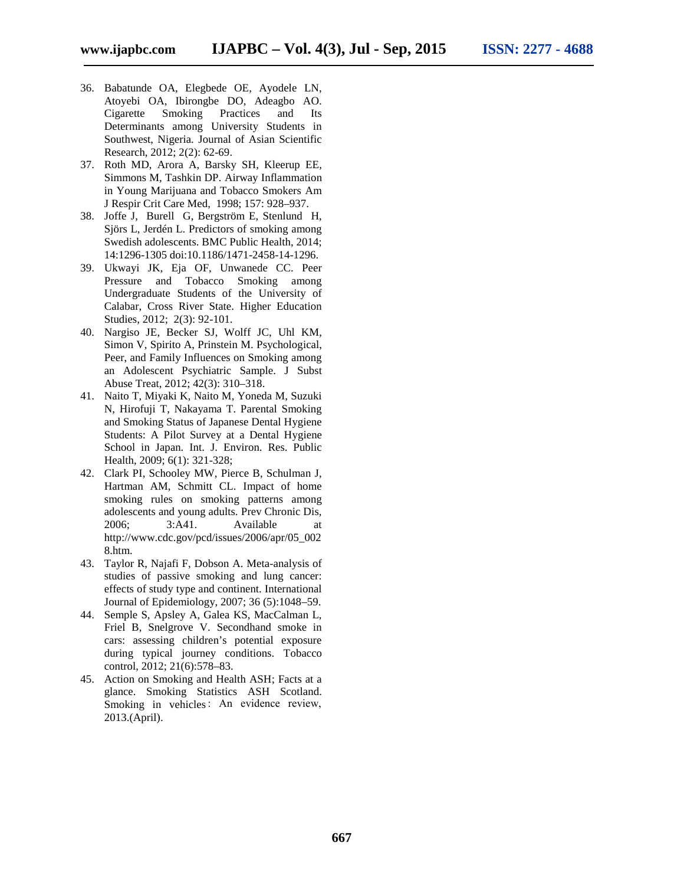36. Babatunde OA, Elegbede OE, Ayodele LN, Atoyebi OA, Ibirongbe DO, Adeagbo AO. Cigarette Smoking Practices and Its Determinants among University Students in Southwest, Nigeria. Journal of Asian Scientific Research, 2012; 2(2): 62-69.
37. Roth MD, Arora A, Barsky SH, Kleerup EE, Simmons M, Tashkin DP. Airway Inflammation in Young Marijuana and Tobacco Smokers Am J Respir Crit Care Med, 1998; 157: 928–937.
38. Joffe J, Burell G, Bergström E, Stenlund H, Sjörs L, Jerdén L. Predictors of smoking among Swedish adolescents. BMC Public Health, 2014; 14:1296-1305 doi:10.1186/1471-2458-14-1296.
39. Ukwayi JK, Eja OF, Unwanede CC. Peer Pressure and Tobacco Smoking among Undergraduate Students of the University of Calabar, Cross River State. Higher Education Studies, 2012; 2(3): 92-101.
40. Nargiso JE, Becker SJ, Wolff JC, Uhl KM, Simon V, Spirito A, Prinstein M. Psychological, Peer, and Family Influences on Smoking among an Adolescent Psychiatric Sample. J Subst Abuse Treat, 2012; 42(3): 310–318.
41. Naito T, Miyaki K, Naito M, Yoneda M, Suzuki N, Hirofuji T, Nakayama T. Parental Smoking and Smoking Status of Japanese Dental Hygiene Students: A Pilot Survey at a Dental Hygiene School in Japan. Int. J. Environ. Res. Public Health, 2009; 6(1): 321-328;
42. Clark PI, Schooley MW, Pierce B, Schulman J, Hartman AM, Schmitt CL. Impact of home smoking rules on smoking patterns among adolescents and young adults. Prev Chronic Dis, 2006; 3:A41. Available at http://www.cdc.gov/pcd/issues/2006/apr/05_0028.htm.
43. Taylor R, Najafi F, Dobson A. Meta-analysis of studies of passive smoking and lung cancer: effects of study type and continent. International Journal of Epidemiology, 2007; 36 (5):1048–59.
44. Semple S, Apsley A, Galea KS, MacCalman L, Friel B, Snelgrove V. Secondhand smoke in cars: assessing children's potential exposure during typical journey conditions. Tobacco control, 2012; 21(6):578–83.
45. Action on Smoking and Health ASH; Facts at a glance. Smoking Statistics ASH Scotland. Smoking in vehicles: An evidence review, 2013.(April).